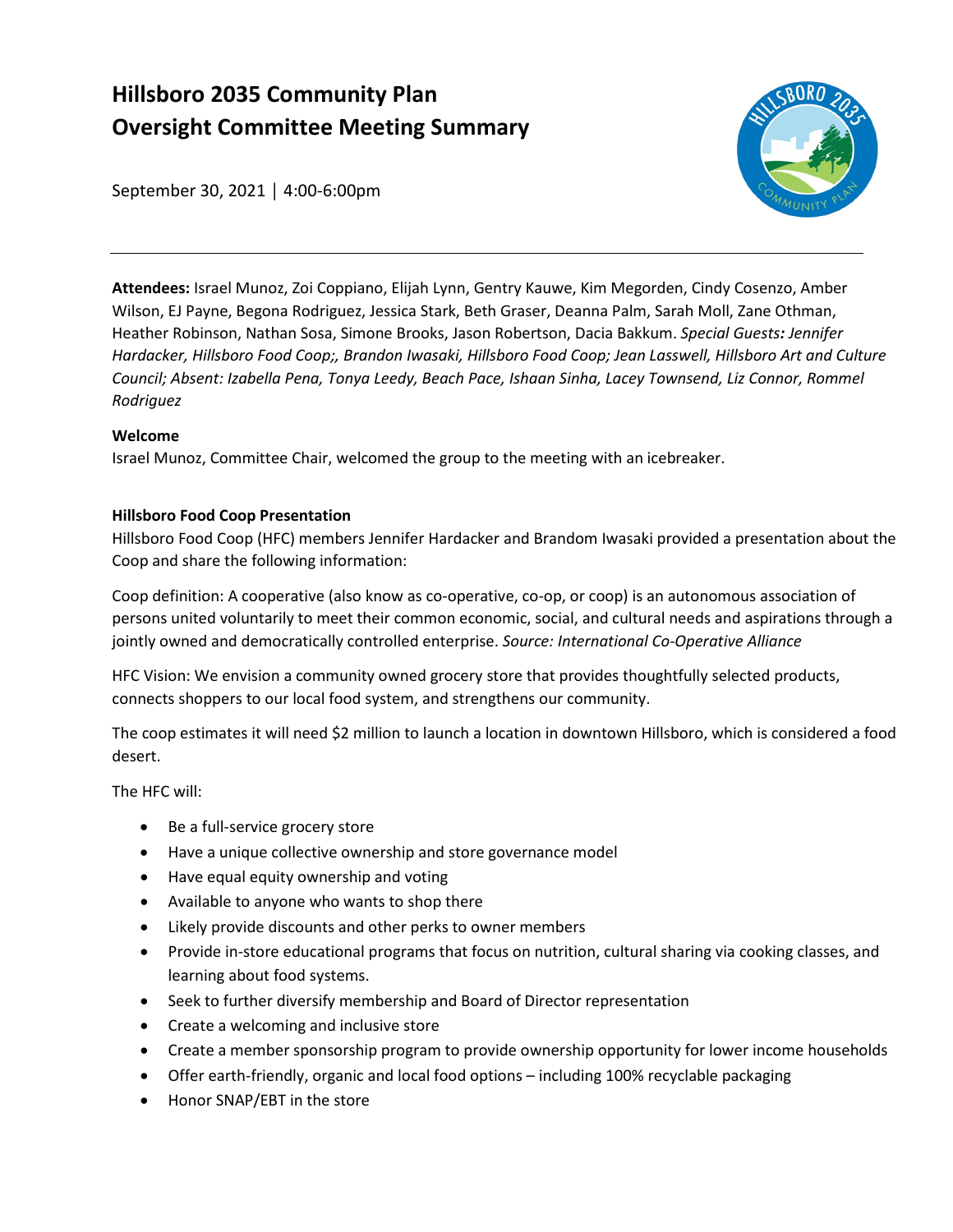# Hillsboro 2035 Community Plan
# Oversight Committee Meeting Summary

September 30, 2021 | 4:00-6:00pm

**Attendees:** Israel Munoz, Zoi Coppiano, Elijah Lynn, Gentry Kauwe, Kim Megorden, Cindy Cosenzo, Amber Wilson, EJ Payne, Begona Rodriguez, Jessica Stark, Beth Graser, Deanna Palm, Sarah Moll, Zane Othman, Heather Robinson, Nathan Sosa, Simone Brooks, Jason Robertson, Dacia Bakkum. *Special Guests**:** Jennifer Hardacker, Hillsboro Food Coop;, Brandon Iwasaki, Hillsboro Food Coop; Jean Lasswell, Hillsboro Art and Culture Council; Absent: Izabella Pena, Tonya Leedy, Beach Pace, Ishaan Sinha, Lacey Townsend, Liz Connor, Rommel Rodriguez*

**Welcome**

Israel Munoz, Committee Chair, welcomed the group to the meeting with an icebreaker.

**Hillsboro Food Coop Presentation**

Hillsboro Food Coop (HFC) members Jennifer Hardacker and Brandom Iwasaki provided a presentation about the Coop and share the following information:

Coop definition: A cooperative (also know as co-operative, co-op, or coop) is an autonomous association of persons united voluntarily to meet their common economic, social, and cultural needs and aspirations through a jointly owned and democratically controlled enterprise. *Source: International Co-Operative Alliance*

HFC Vision: We envision a community owned grocery store that provides thoughtfully selected products, connects shoppers to our local food system, and strengthens our community.

The coop estimates it will need $2 million to launch a location in downtown Hillsboro, which is considered a food desert.

The HFC will:

- Be a full-service grocery store
- Have a unique collective ownership and store governance model
- Have equal equity ownership and voting
- Available to anyone who wants to shop there
- Likely provide discounts and other perks to owner members
- Provide in-store educational programs that focus on nutrition, cultural sharing via cooking classes, and learning about food systems.
- Seek to further diversify membership and Board of Director representation
- Create a welcoming and inclusive store
- Create a member sponsorship program to provide ownership opportunity for lower income households
- Offer earth-friendly, organic and local food options – including 100% recyclable packaging
- Honor SNAP/EBT in the store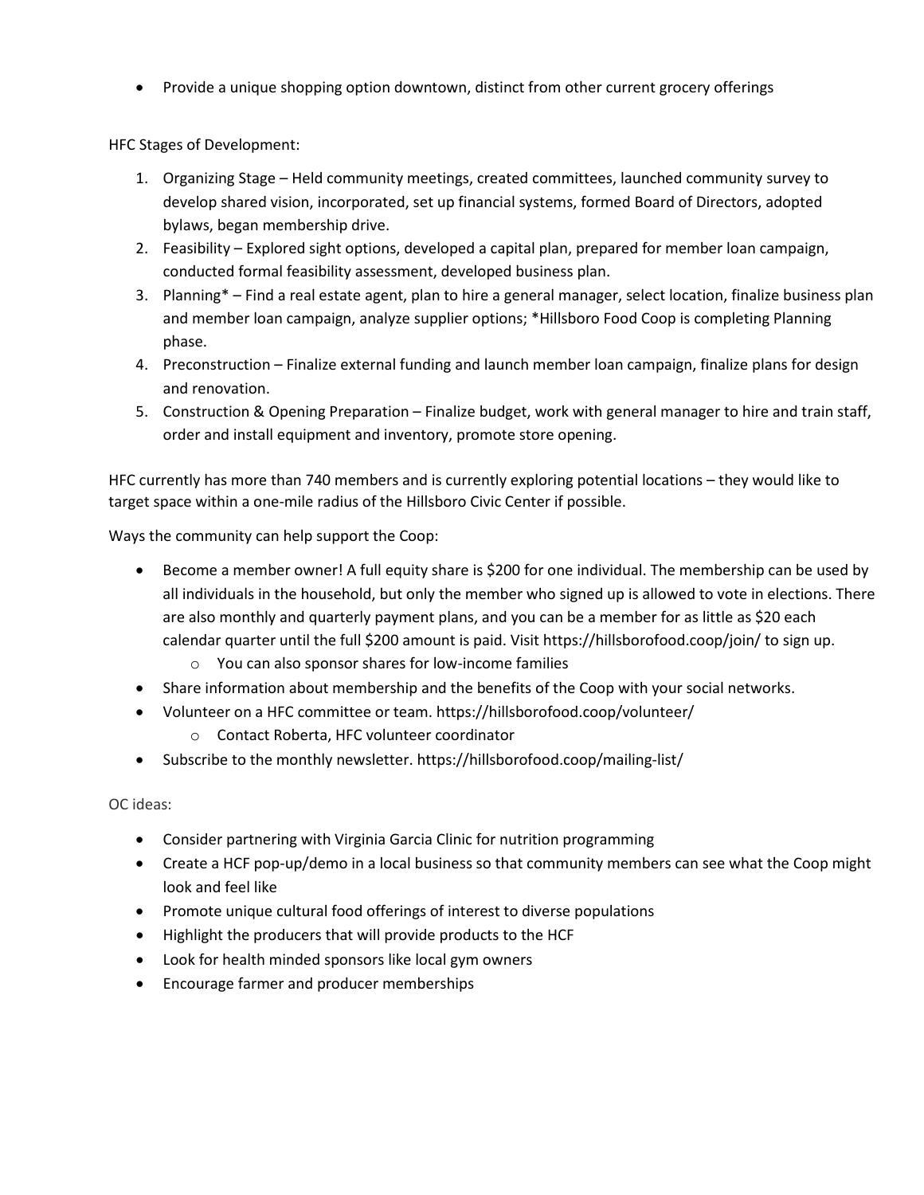- Provide a unique shopping option downtown, distinct from other current grocery offerings

HFC Stages of Development:

1. Organizing Stage – Held community meetings, created committees, launched community survey to develop shared vision, incorporated, set up financial systems, formed Board of Directors, adopted bylaws, began membership drive.
2. Feasibility – Explored sight options, developed a capital plan, prepared for member loan campaign, conducted formal feasibility assessment, developed business plan.
3. Planning* – Find a real estate agent, plan to hire a general manager, select location, finalize business plan and member loan campaign, analyze supplier options; *Hillsboro Food Coop is completing Planning phase.
4. Preconstruction – Finalize external funding and launch member loan campaign, finalize plans for design and renovation.
5. Construction & Opening Preparation – Finalize budget, work with general manager to hire and train staff, order and install equipment and inventory, promote store opening.

HFC currently has more than 740 members and is currently exploring potential locations – they would like to target space within a one-mile radius of the Hillsboro Civic Center if possible.

Ways the community can help support the Coop:

- Become a member owner! A full equity share is $200 for one individual. The membership can be used by all individuals in the household, but only the member who signed up is allowed to vote in elections. There are also monthly and quarterly payment plans, and you can be a member for as little as $20 each calendar quarter until the full $200 amount is paid. Visit https://hillsborofood.coop/join/ to sign up.
  - You can also sponsor shares for low-income families
- Share information about membership and the benefits of the Coop with your social networks.
- Volunteer on a HFC committee or team. https://hillsborofood.coop/volunteer/
  - Contact Roberta, HFC volunteer coordinator
- Subscribe to the monthly newsletter. https://hillsborofood.coop/mailing-list/

OC ideas:

- Consider partnering with Virginia Garcia Clinic for nutrition programming
- Create a HCF pop-up/demo in a local business so that community members can see what the Coop might look and feel like
- Promote unique cultural food offerings of interest to diverse populations
- Highlight the producers that will provide products to the HCF
- Look for health minded sponsors like local gym owners
- Encourage farmer and producer memberships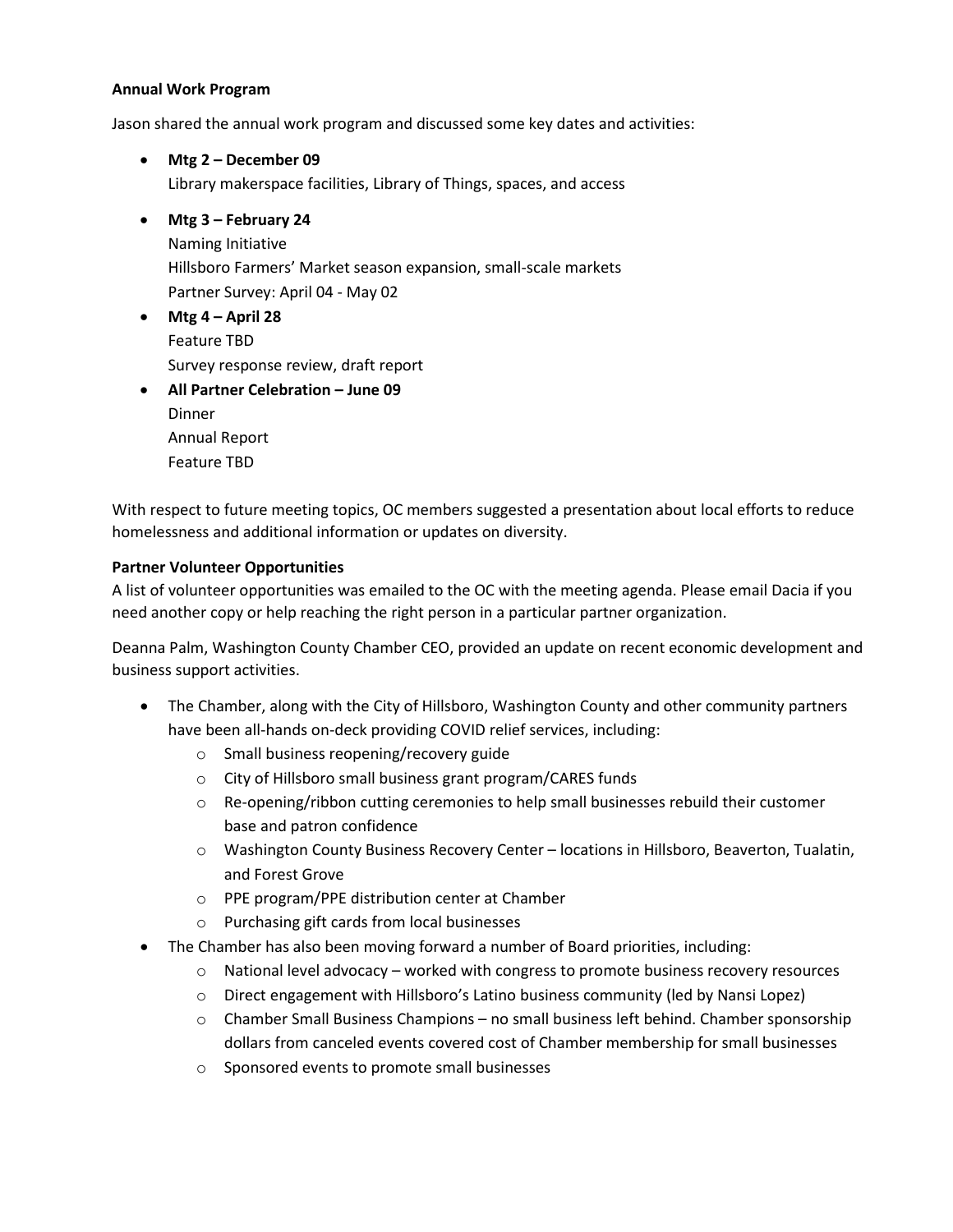**Annual Work Program**

Jason shared the annual work program and discussed some key dates and activities:

- **Mtg 2 – December 09**
  Library makerspace facilities, Library of Things, spaces, and access
- **Mtg 3 – February 24**
  Naming Initiative
  Hillsboro Farmers' Market season expansion, small-scale markets
  Partner Survey: April 04 - May 02
- **Mtg 4 – April 28**
  Feature TBD
  Survey response review, draft report
- **All Partner Celebration – June 09**
  Dinner
  Annual Report
  Feature TBD

With respect to future meeting topics, OC members suggested a presentation about local efforts to reduce homelessness and additional information or updates on diversity.

**Partner Volunteer Opportunities**

A list of volunteer opportunities was emailed to the OC with the meeting agenda. Please email Dacia if you need another copy or help reaching the right person in a particular partner organization.

Deanna Palm, Washington County Chamber CEO, provided an update on recent economic development and business support activities.

- The Chamber, along with the City of Hillsboro, Washington County and other community partners have been all-hands on-deck providing COVID relief services, including:
  - Small business reopening/recovery guide
  - City of Hillsboro small business grant program/CARES funds
  - Re-opening/ribbon cutting ceremonies to help small businesses rebuild their customer base and patron confidence
  - Washington County Business Recovery Center – locations in Hillsboro, Beaverton, Tualatin, and Forest Grove
  - PPE program/PPE distribution center at Chamber
  - Purchasing gift cards from local businesses
- The Chamber has also been moving forward a number of Board priorities, including:
  - National level advocacy – worked with congress to promote business recovery resources
  - Direct engagement with Hillsboro's Latino business community (led by Nansi Lopez)
  - Chamber Small Business Champions – no small business left behind. Chamber sponsorship dollars from canceled events covered cost of Chamber membership for small businesses
  - Sponsored events to promote small businesses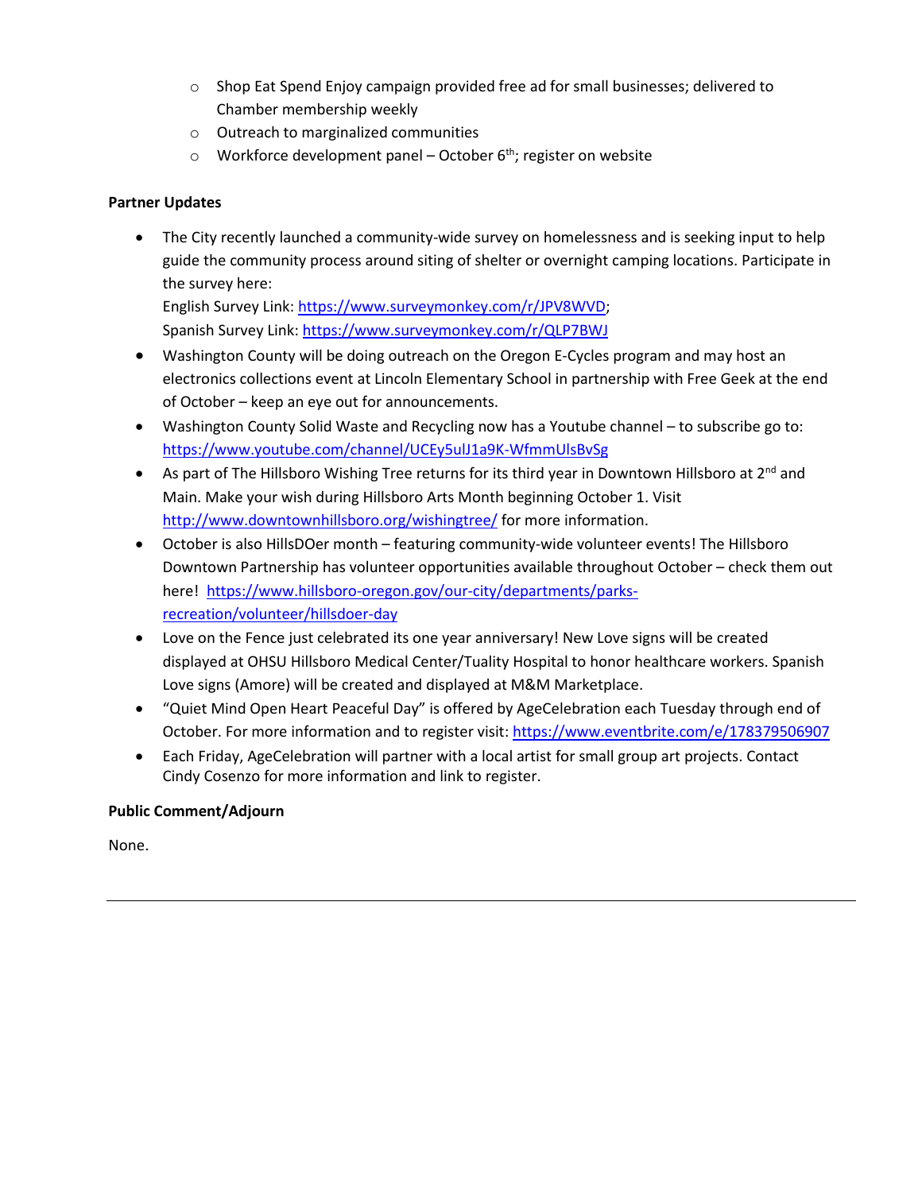- Shop Eat Spend Enjoy campaign provided free ad for small businesses; delivered to Chamber membership weekly
  - Outreach to marginalized communities
  - Workforce development panel – October 6th; register on website

**Partner Updates**

- The City recently launched a community-wide survey on homelessness and is seeking input to help guide the community process around siting of shelter or overnight camping locations. Participate in the survey here:
  English Survey Link: https://www.surveymonkey.com/r/JPV8WVD;
  Spanish Survey Link: https://www.surveymonkey.com/r/QLP7BWJ
- Washington County will be doing outreach on the Oregon E-Cycles program and may host an electronics collections event at Lincoln Elementary School in partnership with Free Geek at the end of October – keep an eye out for announcements.
- Washington County Solid Waste and Recycling now has a Youtube channel – to subscribe go to: https://www.youtube.com/channel/UCEy5ulJ1a9K-WfmmUlsBvSg
- As part of The Hillsboro Wishing Tree returns for its third year in Downtown Hillsboro at 2nd and Main. Make your wish during Hillsboro Arts Month beginning October 1. Visit http://www.downtownhillsboro.org/wishingtree/ for more information.
- October is also HillsDOer month – featuring community-wide volunteer events! The Hillsboro Downtown Partnership has volunteer opportunities available throughout October – check them out here! https://www.hillsboro-oregon.gov/our-city/departments/parks-recreation/volunteer/hillsdoer-day
- Love on the Fence just celebrated its one year anniversary! New Love signs will be created displayed at OHSU Hillsboro Medical Center/Tuality Hospital to honor healthcare workers. Spanish Love signs (Amore) will be created and displayed at M&M Marketplace.
- "Quiet Mind Open Heart Peaceful Day" is offered by AgeCelebration each Tuesday through end of October. For more information and to register visit: https://www.eventbrite.com/e/178379506907
- Each Friday, AgeCelebration will partner with a local artist for small group art projects. Contact Cindy Cosenzo for more information and link to register.

**Public Comment/Adjourn**

None.